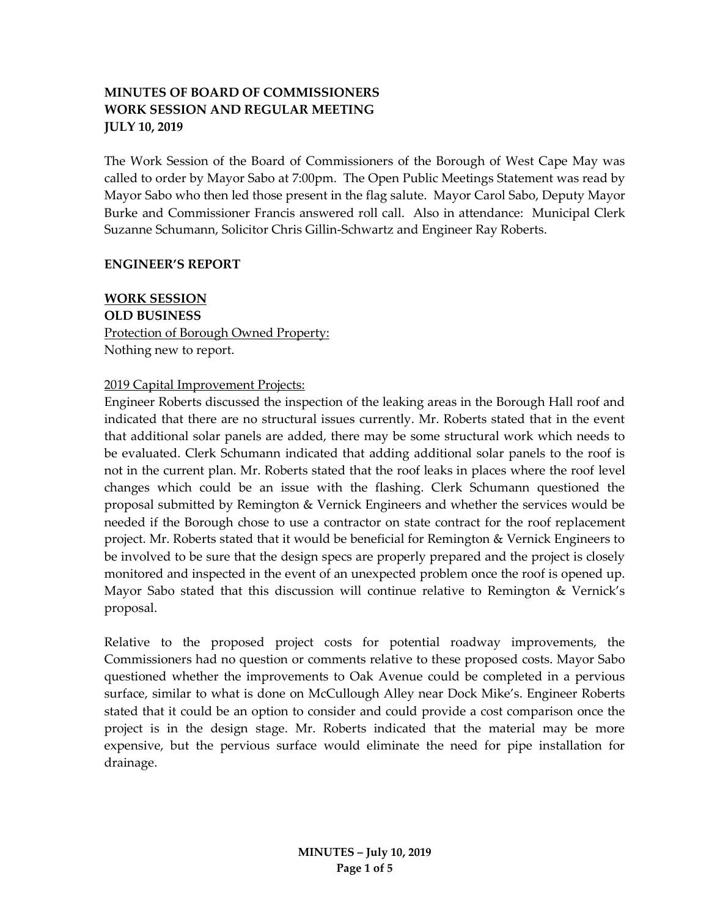**MINUTES OF BOARD OF COMMISSIONERS**
**WORK SESSION AND REGULAR MEETING**
**JULY 10, 2019**

The Work Session of the Board of Commissioners of the Borough of West Cape May was called to order by Mayor Sabo at 7:00pm. The Open Public Meetings Statement was read by Mayor Sabo who then led those present in the flag salute. Mayor Carol Sabo, Deputy Mayor Burke and Commissioner Francis answered roll call. Also in attendance: Municipal Clerk Suzanne Schumann, Solicitor Chris Gillin-Schwartz and Engineer Ray Roberts.

**ENGINEER'S REPORT**

**WORK SESSION**

**OLD BUSINESS**

Protection of Borough Owned Property:
Nothing new to report.

2019 Capital Improvement Projects:
Engineer Roberts discussed the inspection of the leaking areas in the Borough Hall roof and indicated that there are no structural issues currently. Mr. Roberts stated that in the event that additional solar panels are added, there may be some structural work which needs to be evaluated. Clerk Schumann indicated that adding additional solar panels to the roof is not in the current plan. Mr. Roberts stated that the roof leaks in places where the roof level changes which could be an issue with the flashing. Clerk Schumann questioned the proposal submitted by Remington & Vernick Engineers and whether the services would be needed if the Borough chose to use a contractor on state contract for the roof replacement project. Mr. Roberts stated that it would be beneficial for Remington & Vernick Engineers to be involved to be sure that the design specs are properly prepared and the project is closely monitored and inspected in the event of an unexpected problem once the roof is opened up. Mayor Sabo stated that this discussion will continue relative to Remington & Vernick's proposal.

Relative to the proposed project costs for potential roadway improvements, the Commissioners had no question or comments relative to these proposed costs. Mayor Sabo questioned whether the improvements to Oak Avenue could be completed in a pervious surface, similar to what is done on McCullough Alley near Dock Mike's. Engineer Roberts stated that it could be an option to consider and could provide a cost comparison once the project is in the design stage. Mr. Roberts indicated that the material may be more expensive, but the pervious surface would eliminate the need for pipe installation for drainage.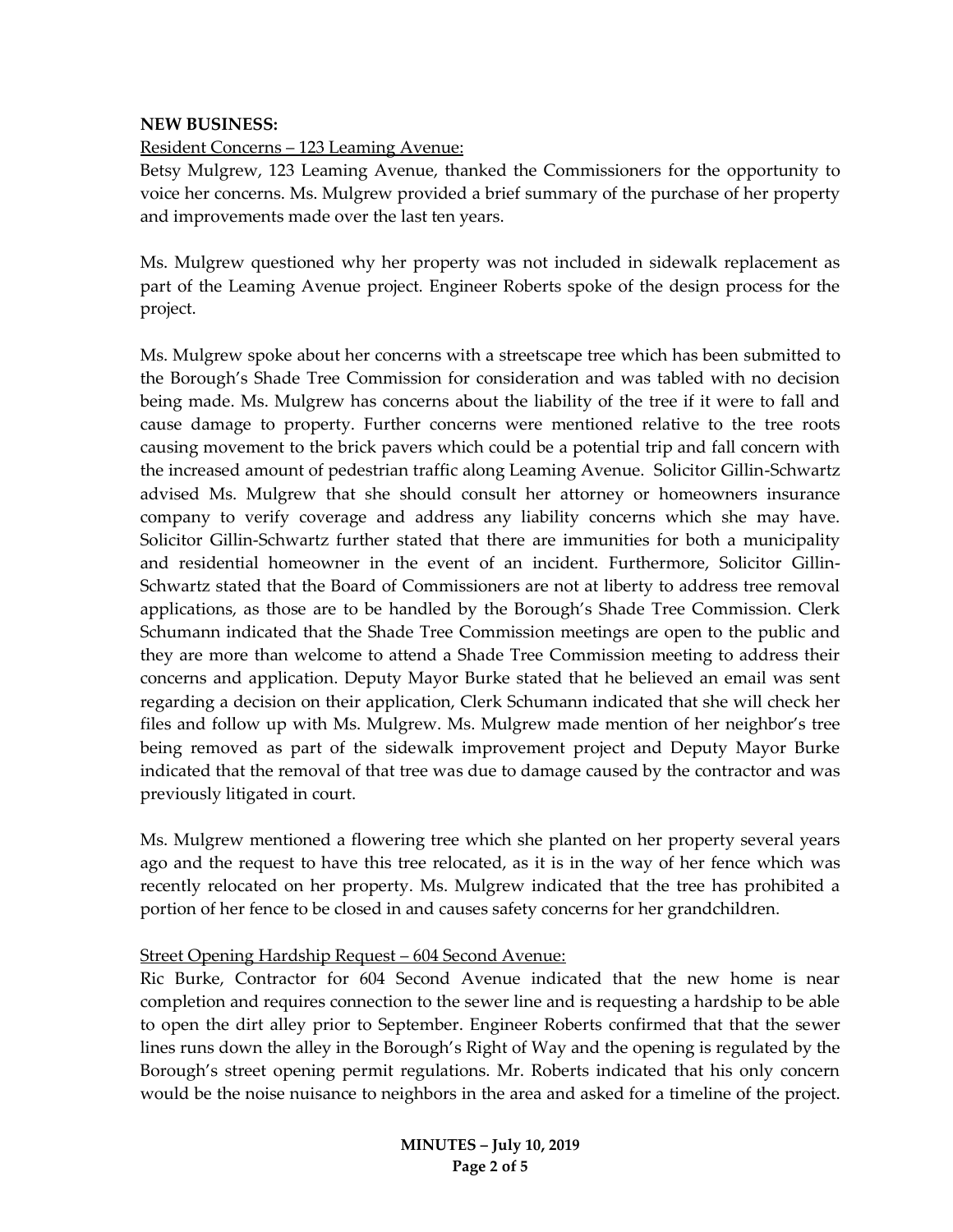**NEW BUSINESS:**

Resident Concerns – 123 Leaming Avenue:

Betsy Mulgrew, 123 Leaming Avenue, thanked the Commissioners for the opportunity to voice her concerns. Ms. Mulgrew provided a brief summary of the purchase of her property and improvements made over the last ten years.

Ms. Mulgrew questioned why her property was not included in sidewalk replacement as part of the Leaming Avenue project. Engineer Roberts spoke of the design process for the project.

Ms. Mulgrew spoke about her concerns with a streetscape tree which has been submitted to the Borough's Shade Tree Commission for consideration and was tabled with no decision being made. Ms. Mulgrew has concerns about the liability of the tree if it were to fall and cause damage to property. Further concerns were mentioned relative to the tree roots causing movement to the brick pavers which could be a potential trip and fall concern with the increased amount of pedestrian traffic along Leaming Avenue. Solicitor Gillin-Schwartz advised Ms. Mulgrew that she should consult her attorney or homeowners insurance company to verify coverage and address any liability concerns which she may have. Solicitor Gillin-Schwartz further stated that there are immunities for both a municipality and residential homeowner in the event of an incident. Furthermore, Solicitor Gillin-Schwartz stated that the Board of Commissioners are not at liberty to address tree removal applications, as those are to be handled by the Borough's Shade Tree Commission. Clerk Schumann indicated that the Shade Tree Commission meetings are open to the public and they are more than welcome to attend a Shade Tree Commission meeting to address their concerns and application. Deputy Mayor Burke stated that he believed an email was sent regarding a decision on their application, Clerk Schumann indicated that she will check her files and follow up with Ms. Mulgrew. Ms. Mulgrew made mention of her neighbor's tree being removed as part of the sidewalk improvement project and Deputy Mayor Burke indicated that the removal of that tree was due to damage caused by the contractor and was previously litigated in court.

Ms. Mulgrew mentioned a flowering tree which she planted on her property several years ago and the request to have this tree relocated, as it is in the way of her fence which was recently relocated on her property. Ms. Mulgrew indicated that the tree has prohibited a portion of her fence to be closed in and causes safety concerns for her grandchildren.

Street Opening Hardship Request – 604 Second Avenue:

Ric Burke, Contractor for 604 Second Avenue indicated that the new home is near completion and requires connection to the sewer line and is requesting a hardship to be able to open the dirt alley prior to September. Engineer Roberts confirmed that that the sewer lines runs down the alley in the Borough's Right of Way and the opening is regulated by the Borough's street opening permit regulations. Mr. Roberts indicated that his only concern would be the noise nuisance to neighbors in the area and asked for a timeline of the project.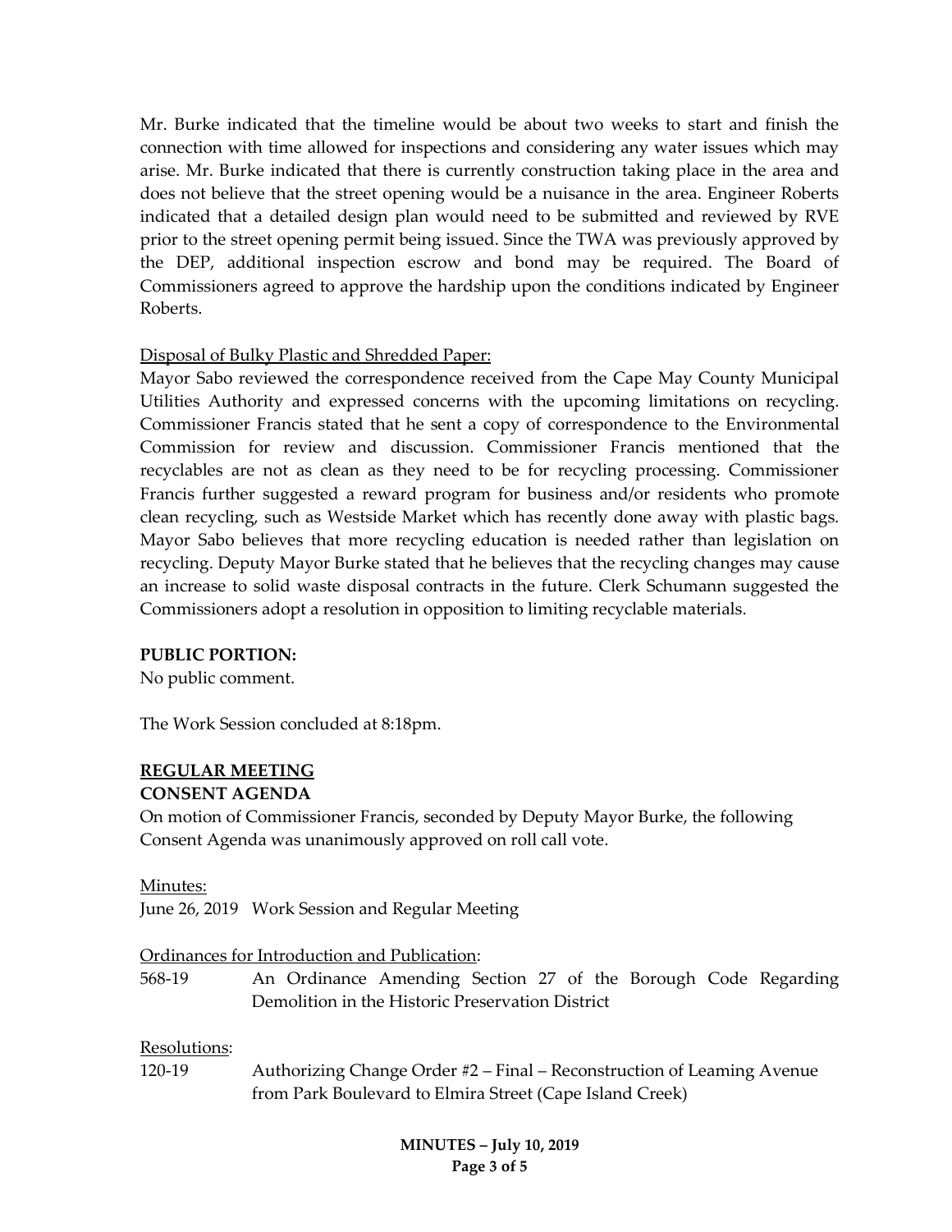Mr. Burke indicated that the timeline would be about two weeks to start and finish the connection with time allowed for inspections and considering any water issues which may arise. Mr. Burke indicated that there is currently construction taking place in the area and does not believe that the street opening would be a nuisance in the area. Engineer Roberts indicated that a detailed design plan would need to be submitted and reviewed by RVE prior to the street opening permit being issued. Since the TWA was previously approved by the DEP, additional inspection escrow and bond may be required. The Board of Commissioners agreed to approve the hardship upon the conditions indicated by Engineer Roberts.

<u>Disposal of Bulky Plastic and Shredded Paper:</u>

Mayor Sabo reviewed the correspondence received from the Cape May County Municipal Utilities Authority and expressed concerns with the upcoming limitations on recycling. Commissioner Francis stated that he sent a copy of correspondence to the Environmental Commission for review and discussion. Commissioner Francis mentioned that the recyclables are not as clean as they need to be for recycling processing. Commissioner Francis further suggested a reward program for business and/or residents who promote clean recycling, such as Westside Market which has recently done away with plastic bags. Mayor Sabo believes that more recycling education is needed rather than legislation on recycling. Deputy Mayor Burke stated that he believes that the recycling changes may cause an increase to solid waste disposal contracts in the future. Clerk Schumann suggested the Commissioners adopt a resolution in opposition to limiting recyclable materials.

**PUBLIC PORTION:**

No public comment.

The Work Session concluded at 8:18pm.

## <u>REGULAR MEETING</u>

**CONSENT AGENDA**

On motion of Commissioner Francis, seconded by Deputy Mayor Burke, the following Consent Agenda was unanimously approved on roll call vote.

<u>Minutes:</u>

June 26, 2019 Work Session and Regular Meeting

<u>Ordinances for Introduction and Publication</u>:

568-19 An Ordinance Amending Section 27 of the Borough Code Regarding Demolition in the Historic Preservation District

<u>Resolutions</u>:

120-19 Authorizing Change Order #2 – Final – Reconstruction of Leaming Avenue from Park Boulevard to Elmira Street (Cape Island Creek)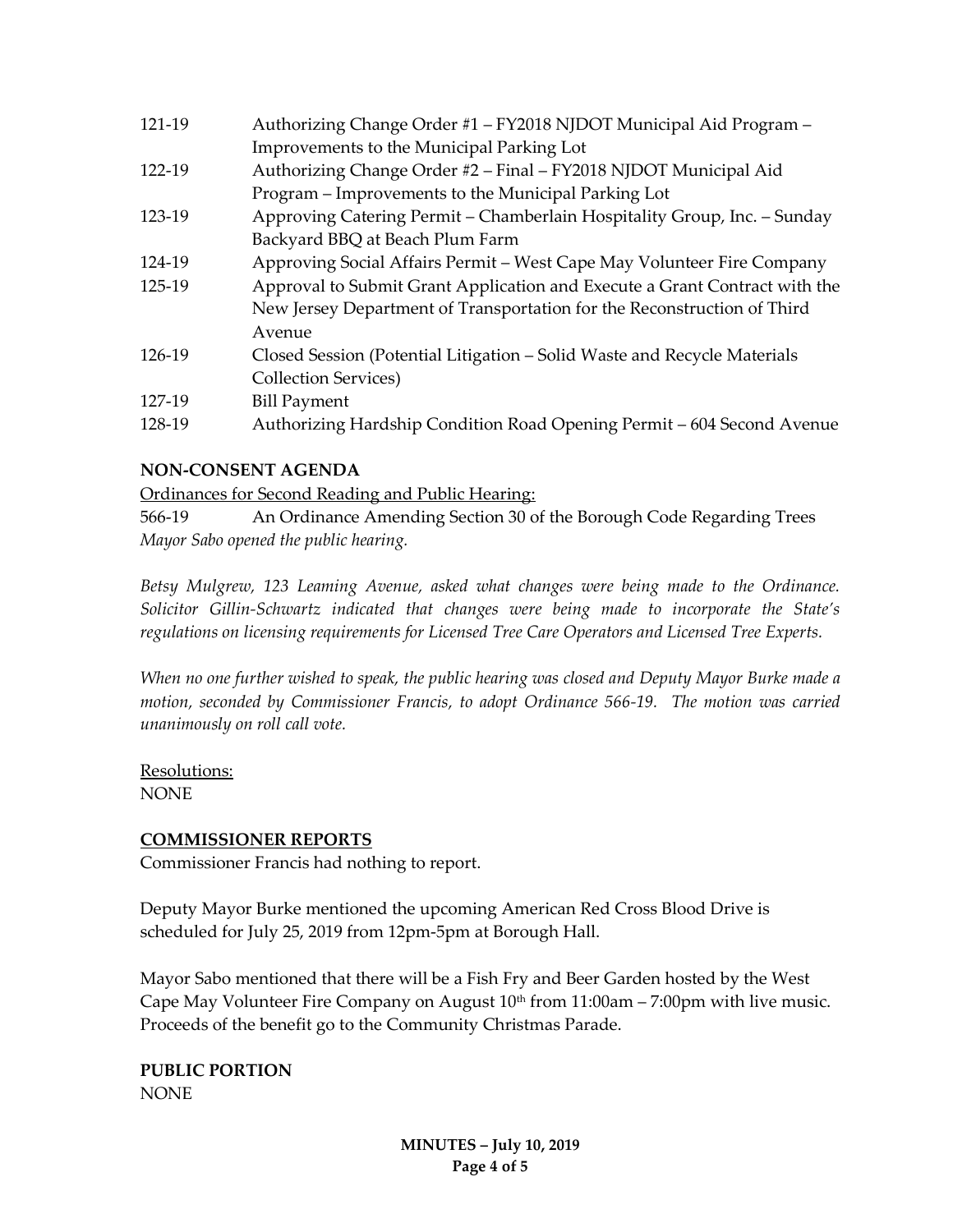| | |
|---|---|
| 121-19 | Authorizing Change Order #1 – FY2018 NJDOT Municipal Aid Program – Improvements to the Municipal Parking Lot |
| 122-19 | Authorizing Change Order #2 – Final – FY2018 NJDOT Municipal Aid Program – Improvements to the Municipal Parking Lot |
| 123-19 | Approving Catering Permit – Chamberlain Hospitality Group, Inc. – Sunday Backyard BBQ at Beach Plum Farm |
| 124-19 | Approving Social Affairs Permit – West Cape May Volunteer Fire Company |
| 125-19 | Approval to Submit Grant Application and Execute a Grant Contract with the New Jersey Department of Transportation for the Reconstruction of Third Avenue |
| 126-19 | Closed Session (Potential Litigation – Solid Waste and Recycle Materials Collection Services) |
| 127-19 | Bill Payment |
| 128-19 | Authorizing Hardship Condition Road Opening Permit – 604 Second Avenue |

**NON-CONSENT AGENDA**

Ordinances for Second Reading and Public Hearing:

566-19 An Ordinance Amending Section 30 of the Borough Code Regarding Trees

*Mayor Sabo opened the public hearing.*

*Betsy Mulgrew, 123 Leaming Avenue, asked what changes were being made to the Ordinance. Solicitor Gillin-Schwartz indicated that changes were being made to incorporate the State's regulations on licensing requirements for Licensed Tree Care Operators and Licensed Tree Experts.*

*When no one further wished to speak, the public hearing was closed and Deputy Mayor Burke made a motion, seconded by Commissioner Francis, to adopt Ordinance 566-19. The motion was carried unanimously on roll call vote.*

Resolutions:

NONE

**COMMISSIONER REPORTS**

Commissioner Francis had nothing to report.

Deputy Mayor Burke mentioned the upcoming American Red Cross Blood Drive is scheduled for July 25, 2019 from 12pm-5pm at Borough Hall.

Mayor Sabo mentioned that there will be a Fish Fry and Beer Garden hosted by the West Cape May Volunteer Fire Company on August 10th from 11:00am – 7:00pm with live music. Proceeds of the benefit go to the Community Christmas Parade.

**PUBLIC PORTION**

NONE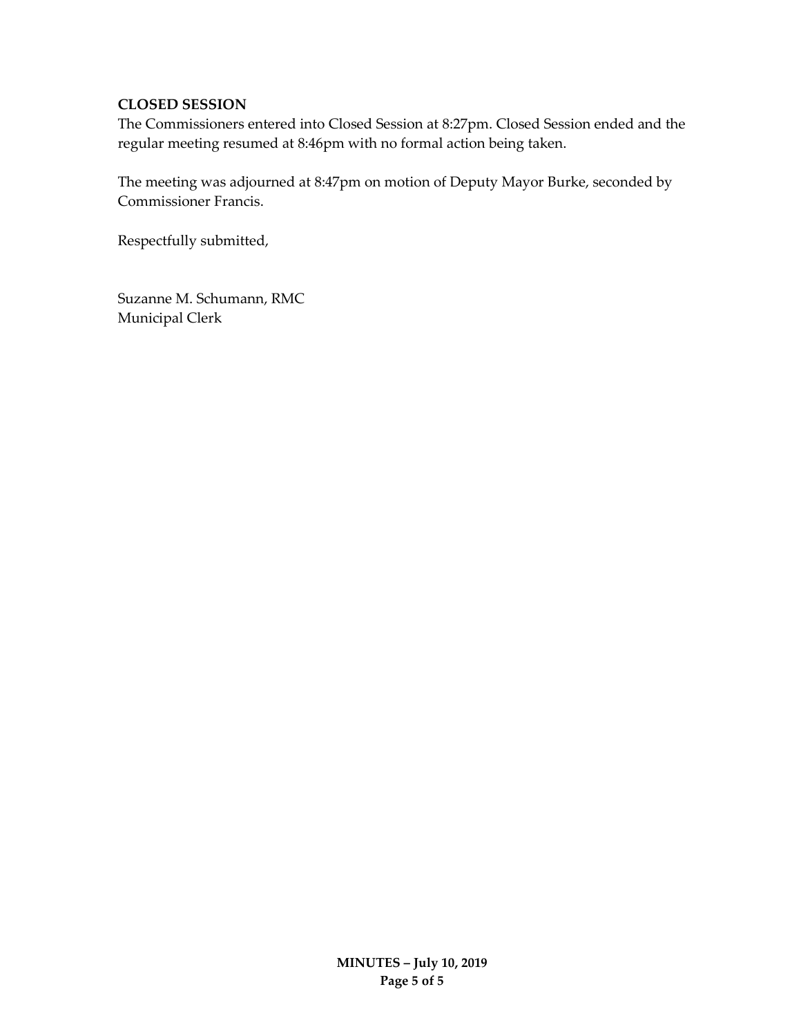**CLOSED SESSION**

The Commissioners entered into Closed Session at 8:27pm. Closed Session ended and the regular meeting resumed at 8:46pm with no formal action being taken.

The meeting was adjourned at 8:47pm on motion of Deputy Mayor Burke, seconded by Commissioner Francis.

Respectfully submitted,

Suzanne M. Schumann, RMC
Municipal Clerk